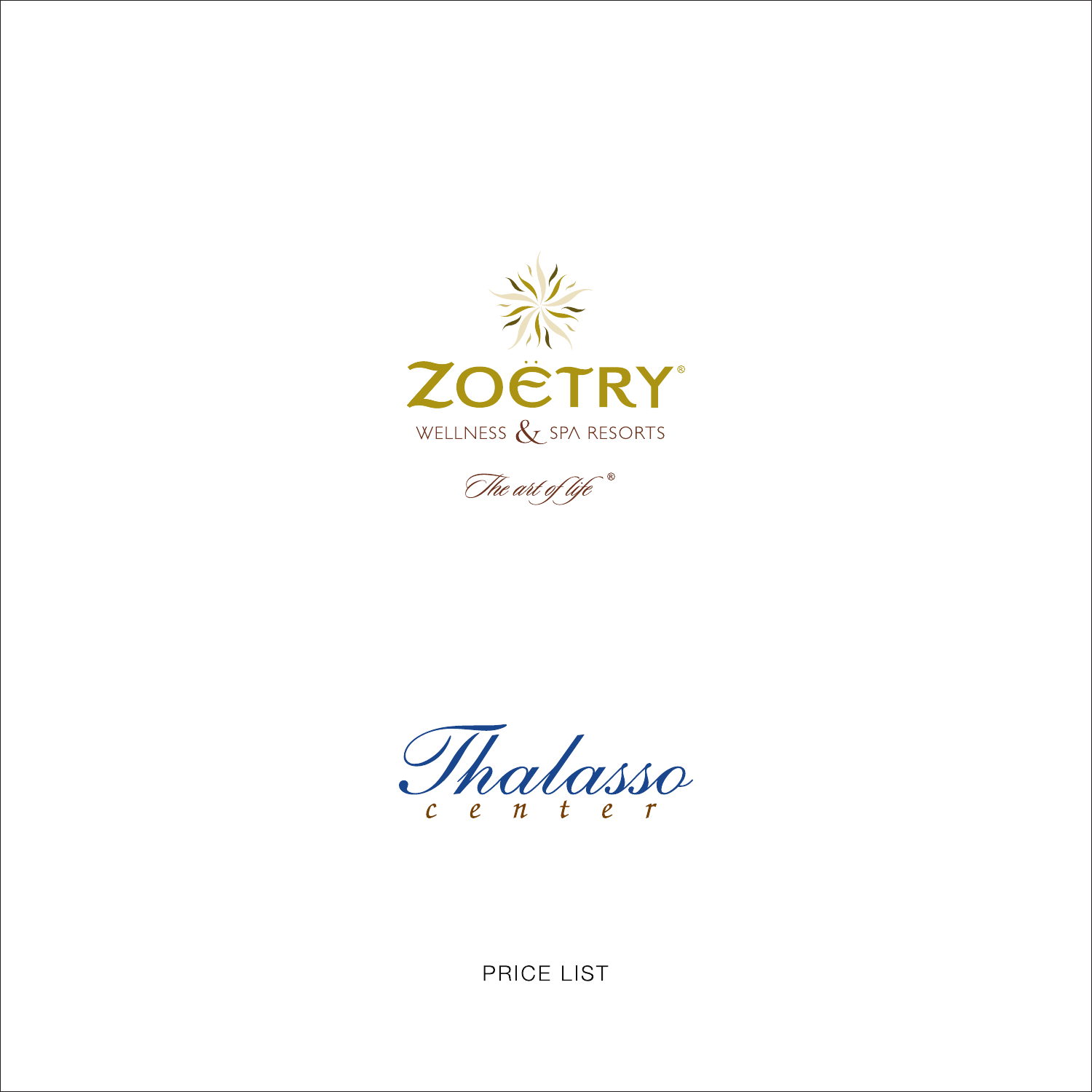# ZOËTRY®

WELLNESS & SPA RESORTS

*The art of life®*

# *Thalasso*

*center*

PRICE LIST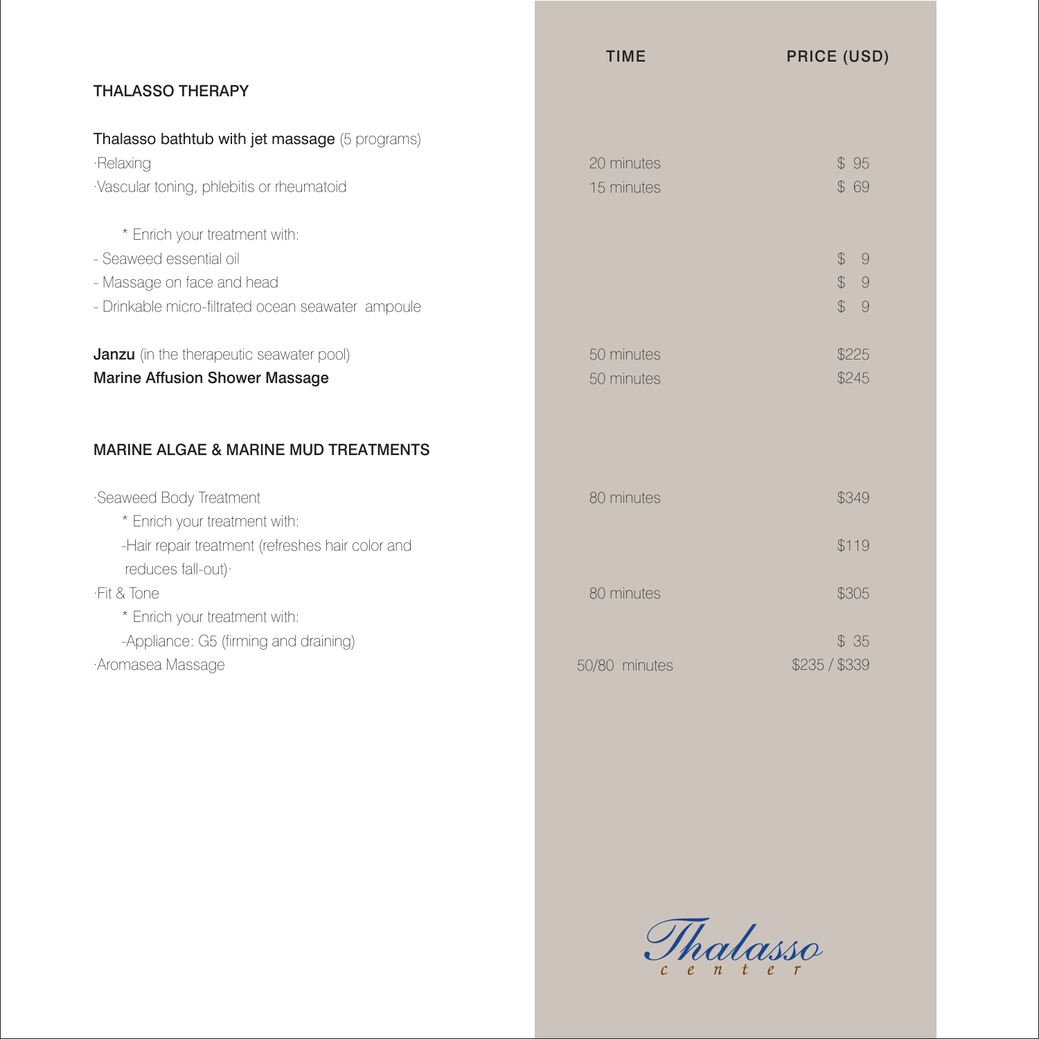| | TIME | PRICE (USD) |
|---|---|---|
| **THALASSO THERAPY** | | |
| **Thalasso bathtub with jet massage** (5 programs) | | |
| ·Relaxing | 20 minutes | $ 95 |
| ·Vascular toning, phlebitis or rheumatoid | 15 minutes | $ 69 |
| * Enrich your treatment with: | | |
| - Seaweed essential oil | | $ 9 |
| - Massage on face and head | | $ 9 |
| - Drinkable micro-filtrated ocean seawater ampoule | | $ 9 |
| **Janzu** (in the therapeutic seawater pool) | 50 minutes | $225 |
| **Marine Affusion Shower Massage** | 50 minutes | $245 |
| **MARINE ALGAE & MARINE MUD TREATMENTS** | | |
| ·Seaweed Body Treatment | 80 minutes | $349 |
| * Enrich your treatment with: | | |
| -Hair repair treatment (refreshes hair color and reduces fall-out)· | | $119 |
| ·Fit & Tone | 80 minutes | $305 |
| * Enrich your treatment with: | | |
| -Appliance: G5 (firming and draining) | | $ 35 |
| ·Aromasea Massage | 50/80 minutes | $235 / $339 |

Thalasso center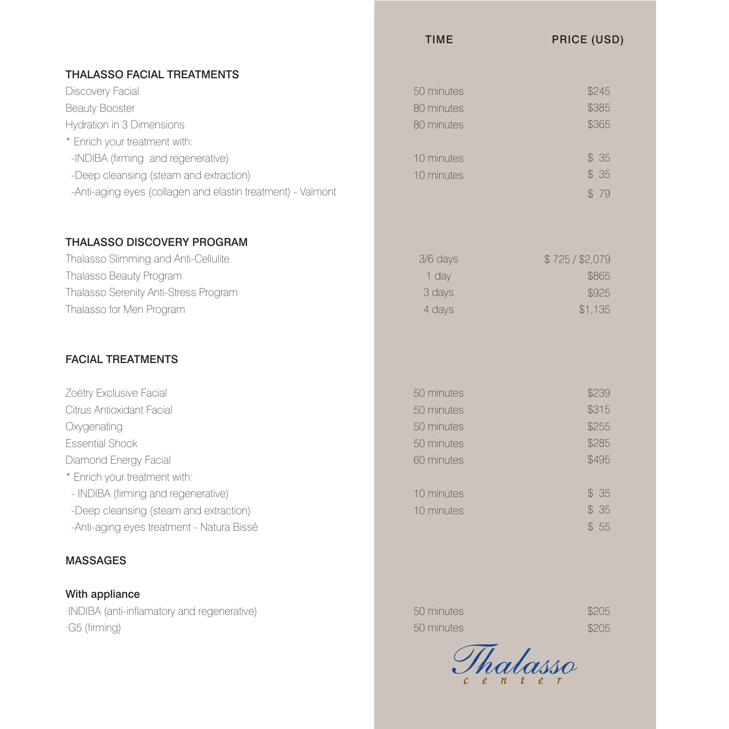| | TIME | PRICE (USD) |
|---|---|---|
| **THALASSO FACIAL TREATMENTS** | | |
| Discovery Facial | 50 minutes | $245 |
| Beauty Booster | 80 minutes | $385 |
| Hydration in 3 Dimensions | 80 minutes | $365 |
| * Enrich your treatment with: | | |
| -INDIBA (firming and regenerative) | 10 minutes | $ 35 |
| -Deep cleansing (steam and extraction) | 10 minutes | $ 35 |
| -Anti-aging eyes (collagen and elastin treatment) - Valmont | | $ 79 |
| **THALASSO DISCOVERY PROGRAM** | | |
| Thalasso Slimming and Anti-Cellulite | 3/6 days | $ 725 / $2,079 |
| Thalasso Beauty Program | 1 day | $865 |
| Thalasso Serenity Anti-Stress Program | 3 days | $925 |
| Thalasso for Men Program | 4 days | $1,135 |
| **FACIAL TREATMENTS** | | |
| Zoëtry Exclusive Facial | 50 minutes | $239 |
| Citrus Antioxidant Facial | 50 minutes | $315 |
| Oxygenating | 50 minutes | $255 |
| Essential Shock | 50 minutes | $285 |
| Diamond Energy Facial | 60 minutes | $495 |
| * Enrich your treatment with: | | |
| - INDIBA (firming and regenerative) | 10 minutes | $ 35 |
| -Deep cleansing (steam and extraction) | 10 minutes | $ 35 |
| -Anti-aging eyes treatment - Natura Bissé | | $ 55 |
| **MASSAGES** | | |
| **With appliance** | | |
| ·INDIBA (anti-inflamatory and regenerative) | 50 minutes | $205 |
| ·G5 (firming) | 50 minutes | $205 |

Thalasso center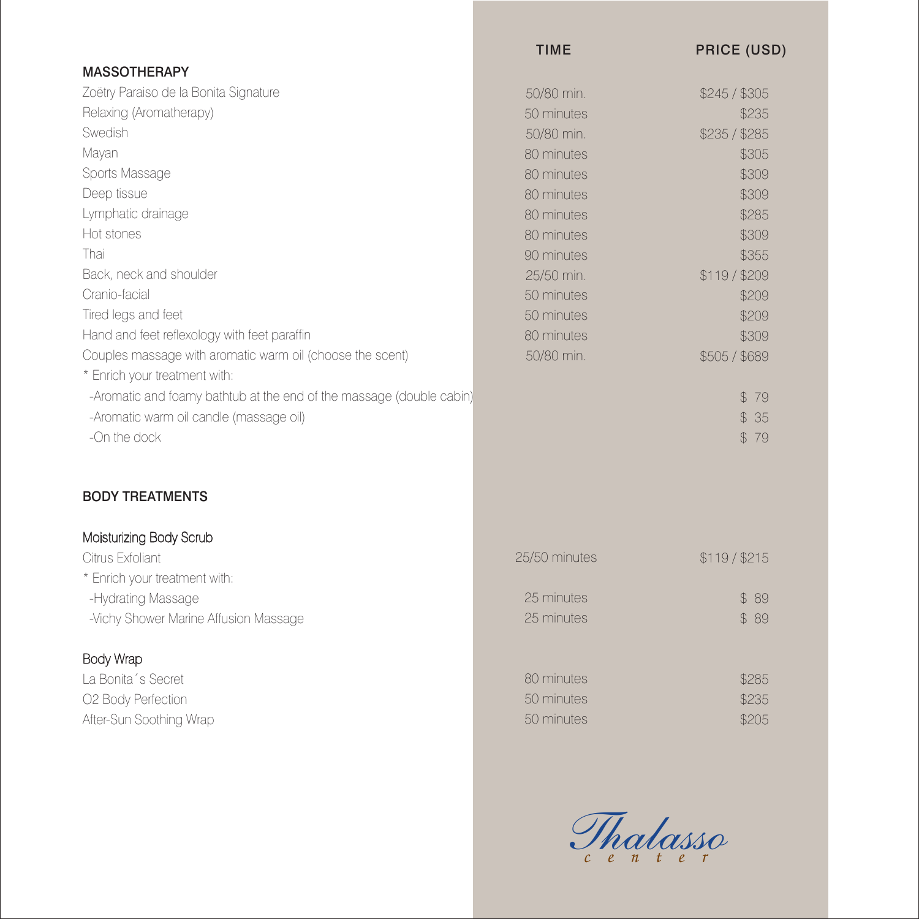| | TIME | PRICE (USD) |
|---|---|---|
| **MASSOTHERAPY** | | |
| Zoëtry Paraiso de la Bonita Signature | 50/80 min. | $245 / $305 |
| Relaxing (Aromatherapy) | 50 minutes | $235 |
| Swedish | 50/80 min. | $235 / $285 |
| Mayan | 80 minutes | $305 |
| Sports Massage | 80 minutes | $309 |
| Deep tissue | 80 minutes | $309 |
| Lymphatic drainage | 80 minutes | $285 |
| Hot stones | 80 minutes | $309 |
| Thai | 90 minutes | $355 |
| Back, neck and shoulder | 25/50 min. | $119 / $209 |
| Cranio-facial | 50 minutes | $209 |
| Tired legs and feet | 50 minutes | $209 |
| Hand and feet reflexology with feet paraffin | 80 minutes | $309 |
| Couples massage with aromatic warm oil (choose the scent) | 50/80 min. | $505 / $689 |
| * Enrich your treatment with: | | |
| -Aromatic and foamy bathtub at the end of the massage (double cabin) | | $ 79 |
| -Aromatic warm oil candle (massage oil) | | $ 35 |
| -On the dock | | $ 79 |
| **BODY TREATMENTS** | | |
| Moisturizing Body Scrub | | |
| Citrus Exfoliant | 25/50 minutes | $119 / $215 |
| * Enrich your treatment with: | | |
| -Hydrating Massage | 25 minutes | $ 89 |
| -Vichy Shower Marine Affusion Massage | 25 minutes | $ 89 |
| Body Wrap | | |
| La Bonita´s Secret | 80 minutes | $285 |
| O2 Body Perfection | 50 minutes | $235 |
| After-Sun Soothing Wrap | 50 minutes | $205 |

Thalasso center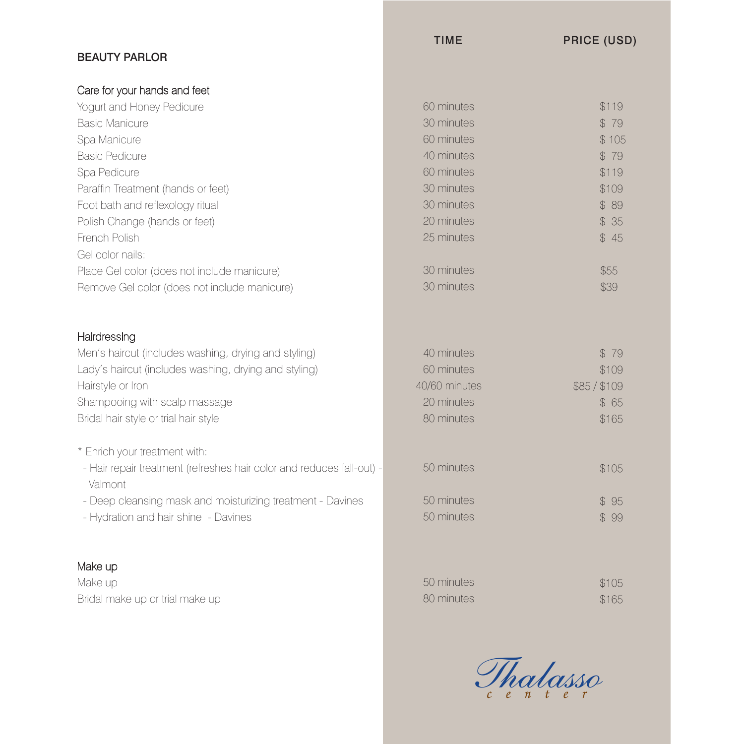## BEAUTY PARLOR

| | TIME | PRICE (USD) |
|---|---|---|
| **Care for your hands and feet** | | |
| Yogurt and Honey Pedicure | 60 minutes | $119 |
| Basic Manicure | 30 minutes | $ 79 |
| Spa Manicure | 60 minutes | $ 105 |
| Basic Pedicure | 40 minutes | $ 79 |
| Spa Pedicure | 60 minutes | $119 |
| Paraffin Treatment (hands or feet) | 30 minutes | $109 |
| Foot bath and reflexology ritual | 30 minutes | $ 89 |
| Polish Change (hands or feet) | 20 minutes | $ 35 |
| French Polish | 25 minutes | $ 45 |
| Gel color nails: | | |
| Place Gel color (does not include manicure) | 30 minutes | $55 |
| Remove Gel color (does not include manicure) | 30 minutes | $39 |
| **Hairdressing** | | |
| Men's haircut (includes washing, drying and styling) | 40 minutes | $ 79 |
| Lady's haircut (includes washing, drying and styling) | 60 minutes | $109 |
| Hairstyle or Iron | 40/60 minutes | $85 / $109 |
| Shampooing with scalp massage | 20 minutes | $ 65 |
| Bridal hair style or trial hair style | 80 minutes | $165 |
| * Enrich your treatment with: | | |
| - Hair repair treatment (refreshes hair color and reduces fall-out) - Valmont | 50 minutes | $105 |
| - Deep cleansing mask and moisturizing treatment - Davines | 50 minutes | $ 95 |
| - Hydration and hair shine - Davines | 50 minutes | $ 99 |
| **Make up** | | |
| Make up | 50 minutes | $105 |
| Bridal make up or trial make up | 80 minutes | $165 |

Thalasso center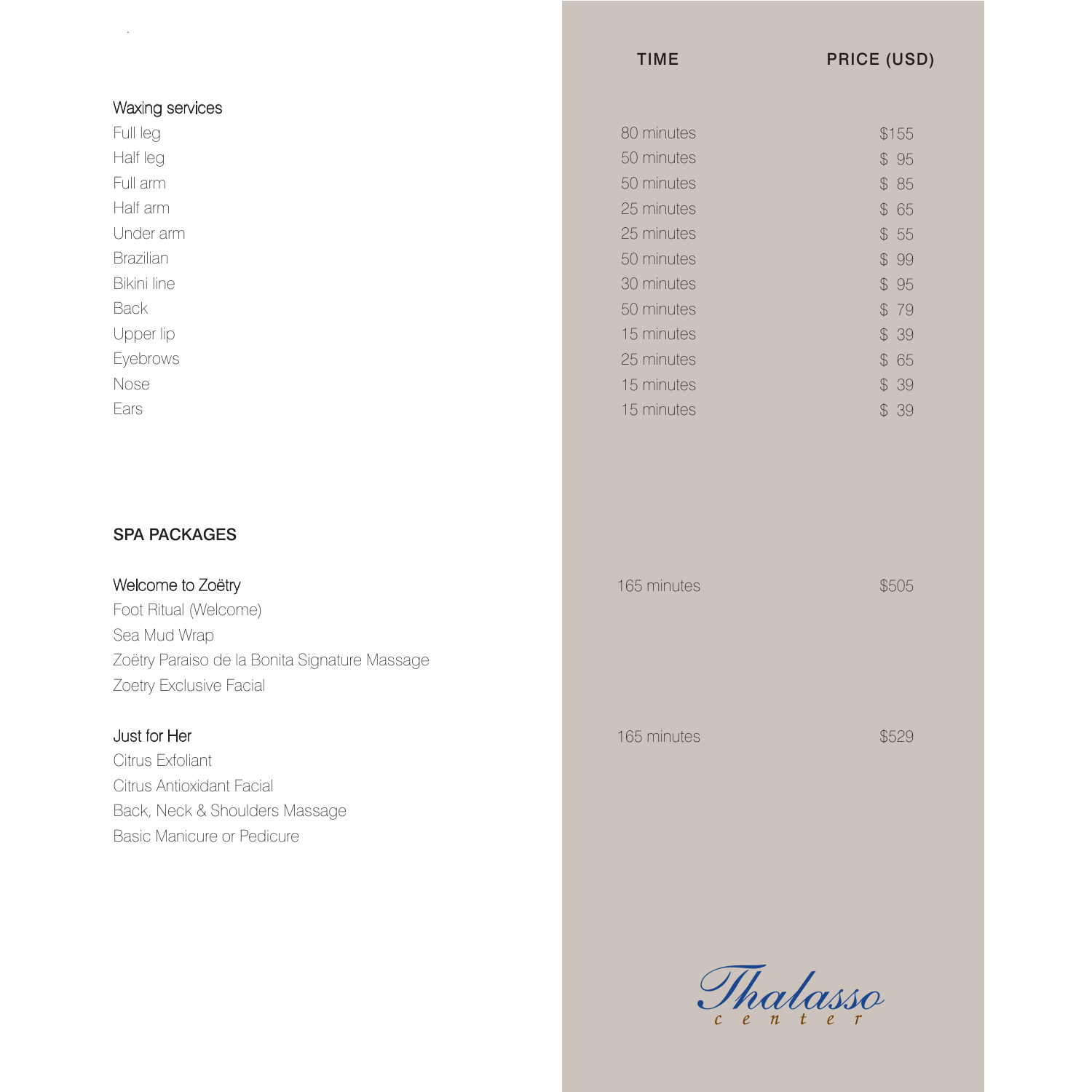| | TIME | PRICE (USD) |
|---|---|---|
| **Waxing services** | | |
| Full leg | 80 minutes | $155 |
| Half leg | 50 minutes | $ 95 |
| Full arm | 50 minutes | $ 85 |
| Half arm | 25 minutes | $ 65 |
| Under arm | 25 minutes | $ 55 |
| Brazilian | 50 minutes | $ 99 |
| Bikini line | 30 minutes | $ 95 |
| Back | 50 minutes | $ 79 |
| Upper lip | 15 minutes | $ 39 |
| Eyebrows | 25 minutes | $ 65 |
| Nose | 15 minutes | $ 39 |
| Ears | 15 minutes | $ 39 |

## SPA PACKAGES

| | TIME | PRICE (USD) |
|---|---|---|
| **Welcome to Zoëtry** | 165 minutes | $505 |
| Foot Ritual (Welcome) | | |
| Sea Mud Wrap | | |
| Zoëtry Paraiso de la Bonita Signature Massage | | |
| Zoetry Exclusive Facial | | |
| **Just for Her** | 165 minutes | $529 |
| Citrus Exfoliant | | |
| Citrus Antioxidant Facial | | |
| Back, Neck & Shoulders Massage | | |
| Basic Manicure or Pedicure | | |

Thalasso center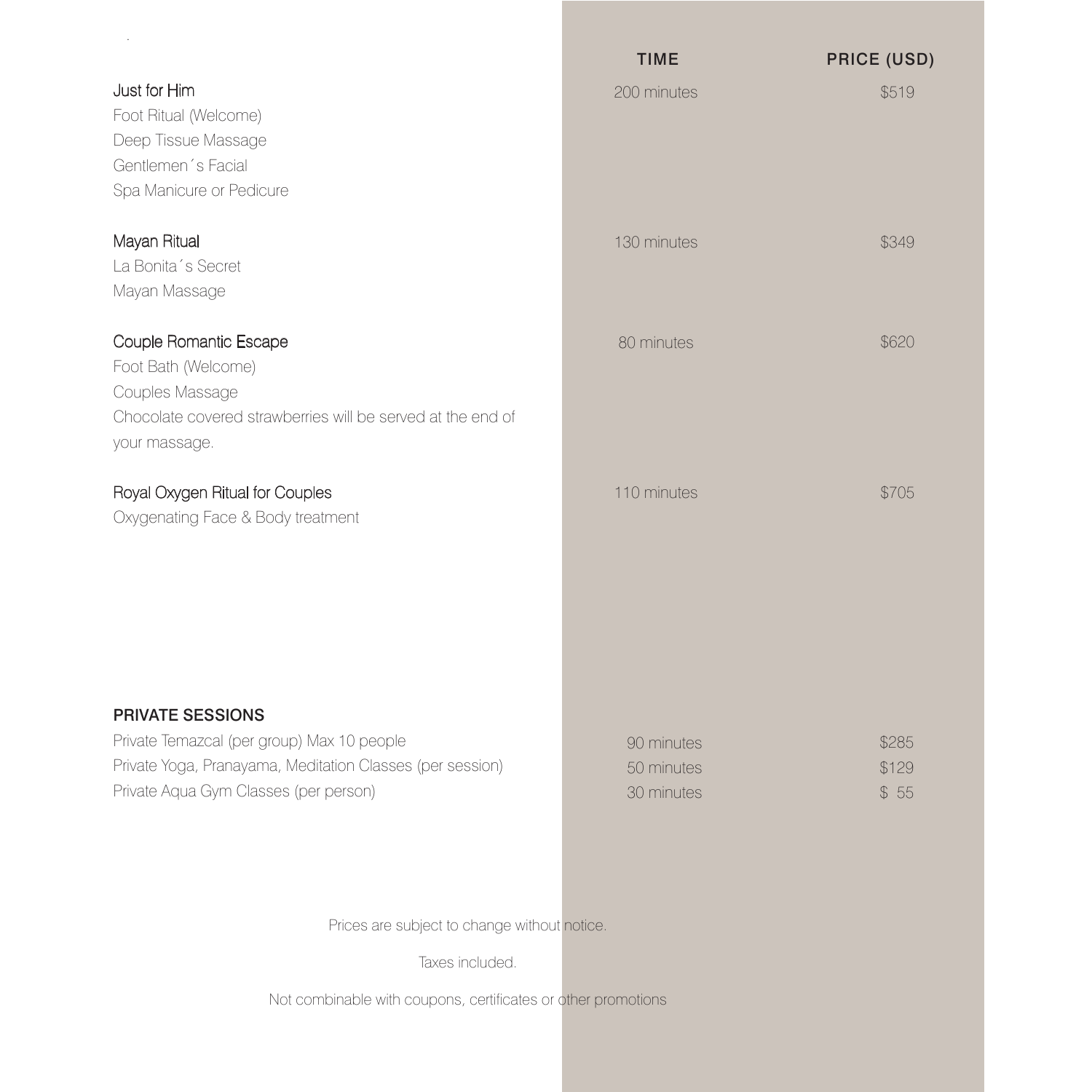| | TIME | PRICE (USD) |
|---|---|---|
| **Just for Him**<br>Foot Ritual (Welcome)<br>Deep Tissue Massage<br>Gentlemen´s Facial<br>Spa Manicure or Pedicure | 200 minutes | $519 |
| **Mayan Ritual**<br>La Bonita´s Secret<br>Mayan Massage | 130 minutes | $349 |
| **Couple Romantic Escape**<br>Foot Bath (Welcome)<br>Couples Massage<br>Chocolate covered strawberries will be served at the end of your massage. | 80 minutes | $620 |
| **Royal Oxygen Ritual for Couples**<br>Oxygenating Face & Body treatment | 110 minutes | $705 |

## PRIVATE SESSIONS

| | TIME | PRICE (USD) |
|---|---|---|
| Private Temazcal (per group) Max 10 people | 90 minutes | $285 |
| Private Yoga, Pranayama, Meditation Classes (per session) | 50 minutes | $129 |
| Private Aqua Gym Classes (per person) | 30 minutes | $ 55 |

Prices are subject to change without notice.

Taxes included.

Not combinable with coupons, certificates or other promotions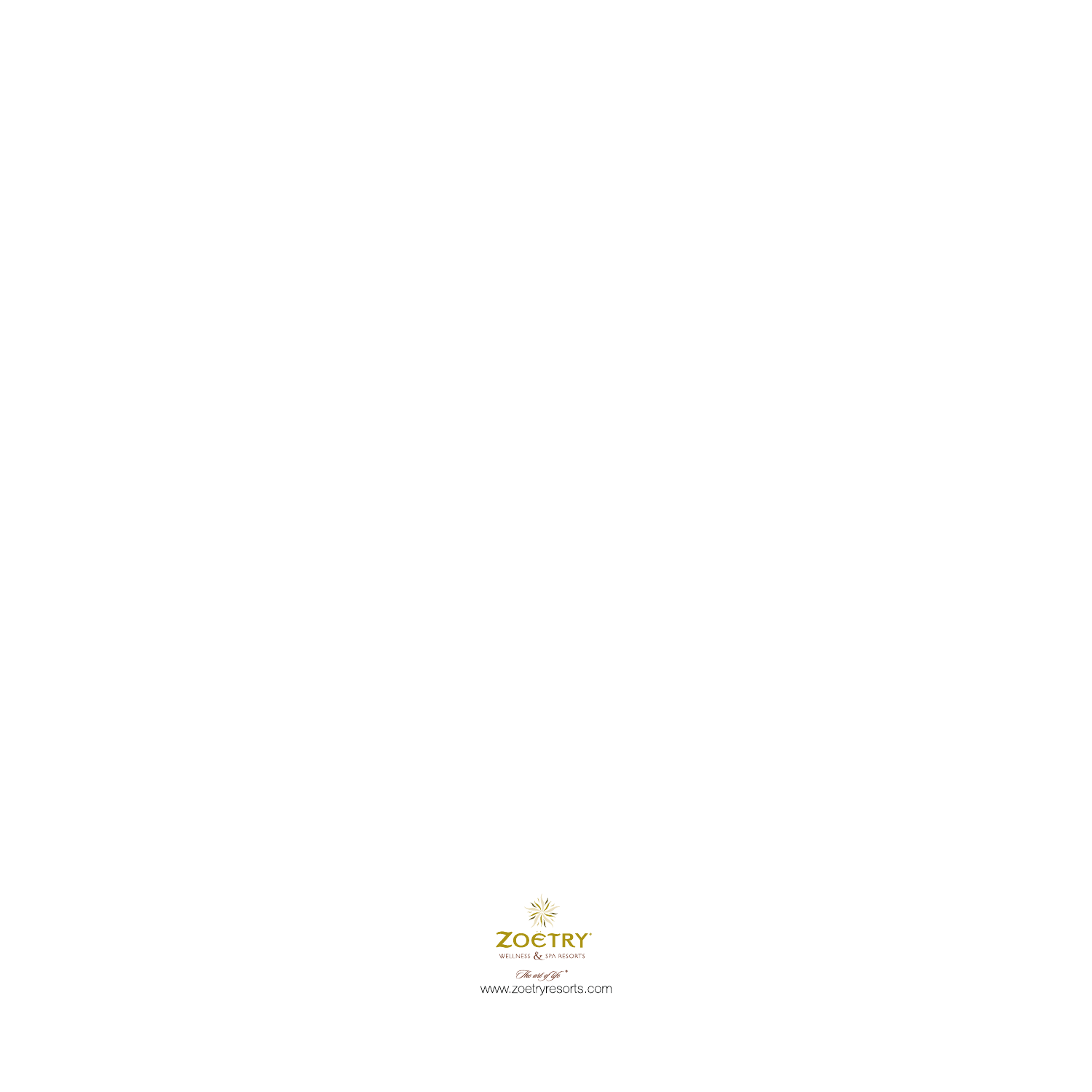ZOETRY®

WELLNESS & SPA RESORTS

*The art of life*®

www.zoetryresorts.com